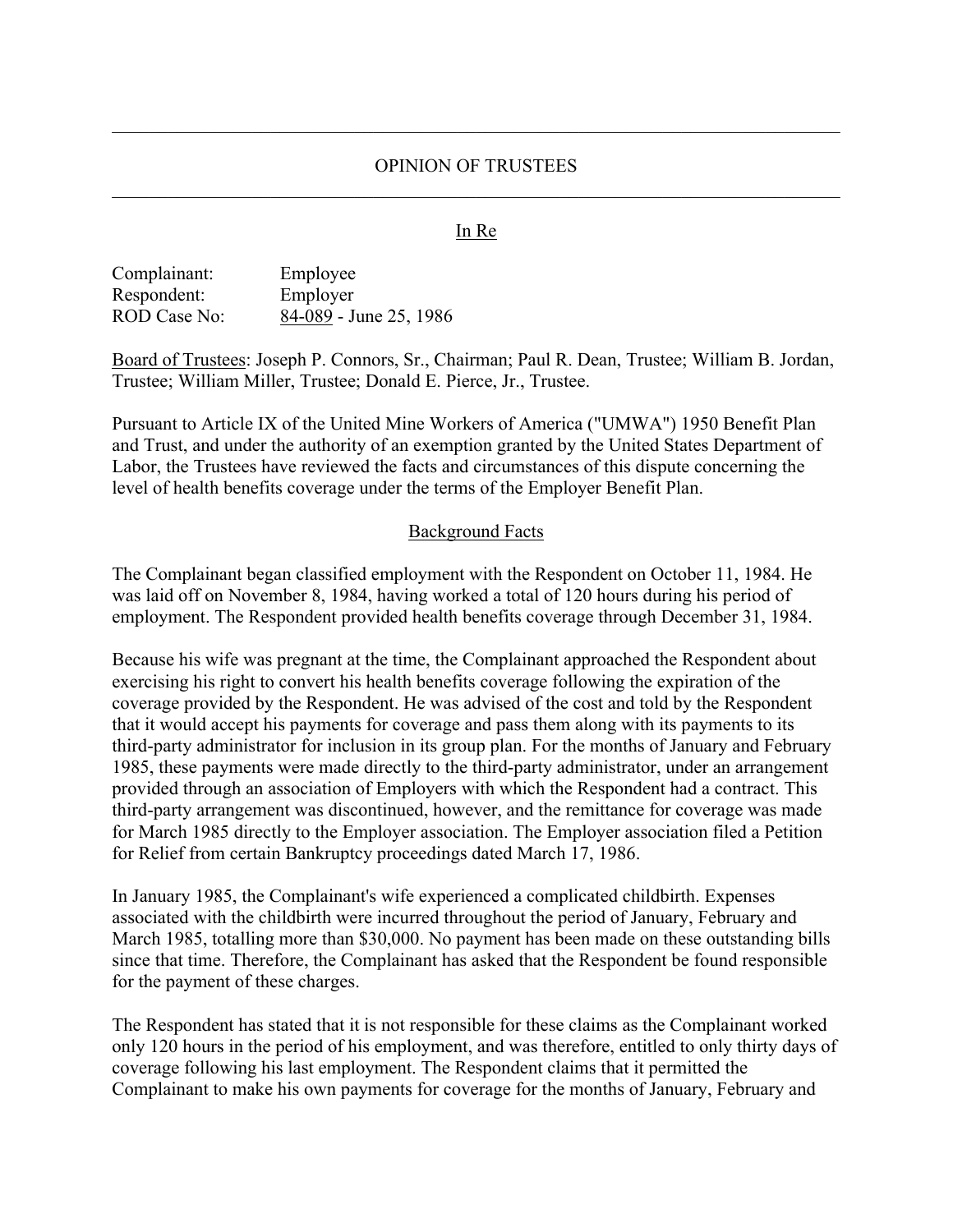# OPINION OF TRUSTEES

In Re

Complainant: Employee
Respondent: Employer
ROD Case No: 84-089 - June 25, 1986

Board of Trustees: Joseph P. Connors, Sr., Chairman; Paul R. Dean, Trustee; William B. Jordan, Trustee; William Miller, Trustee; Donald E. Pierce, Jr., Trustee.

Pursuant to Article IX of the United Mine Workers of America ("UMWA") 1950 Benefit Plan and Trust, and under the authority of an exemption granted by the United States Department of Labor, the Trustees have reviewed the facts and circumstances of this dispute concerning the level of health benefits coverage under the terms of the Employer Benefit Plan.

## Background Facts

The Complainant began classified employment with the Respondent on October 11, 1984. He was laid off on November 8, 1984, having worked a total of 120 hours during his period of employment. The Respondent provided health benefits coverage through December 31, 1984.

Because his wife was pregnant at the time, the Complainant approached the Respondent about exercising his right to convert his health benefits coverage following the expiration of the coverage provided by the Respondent. He was advised of the cost and told by the Respondent that it would accept his payments for coverage and pass them along with its payments to its third-party administrator for inclusion in its group plan. For the months of January and February 1985, these payments were made directly to the third-party administrator, under an arrangement provided through an association of Employers with which the Respondent had a contract. This third-party arrangement was discontinued, however, and the remittance for coverage was made for March 1985 directly to the Employer association. The Employer association filed a Petition for Relief from certain Bankruptcy proceedings dated March 17, 1986.

In January 1985, the Complainant's wife experienced a complicated childbirth. Expenses associated with the childbirth were incurred throughout the period of January, February and March 1985, totalling more than $30,000. No payment has been made on these outstanding bills since that time. Therefore, the Complainant has asked that the Respondent be found responsible for the payment of these charges.

The Respondent has stated that it is not responsible for these claims as the Complainant worked only 120 hours in the period of his employment, and was therefore, entitled to only thirty days of coverage following his last employment. The Respondent claims that it permitted the Complainant to make his own payments for coverage for the months of January, February and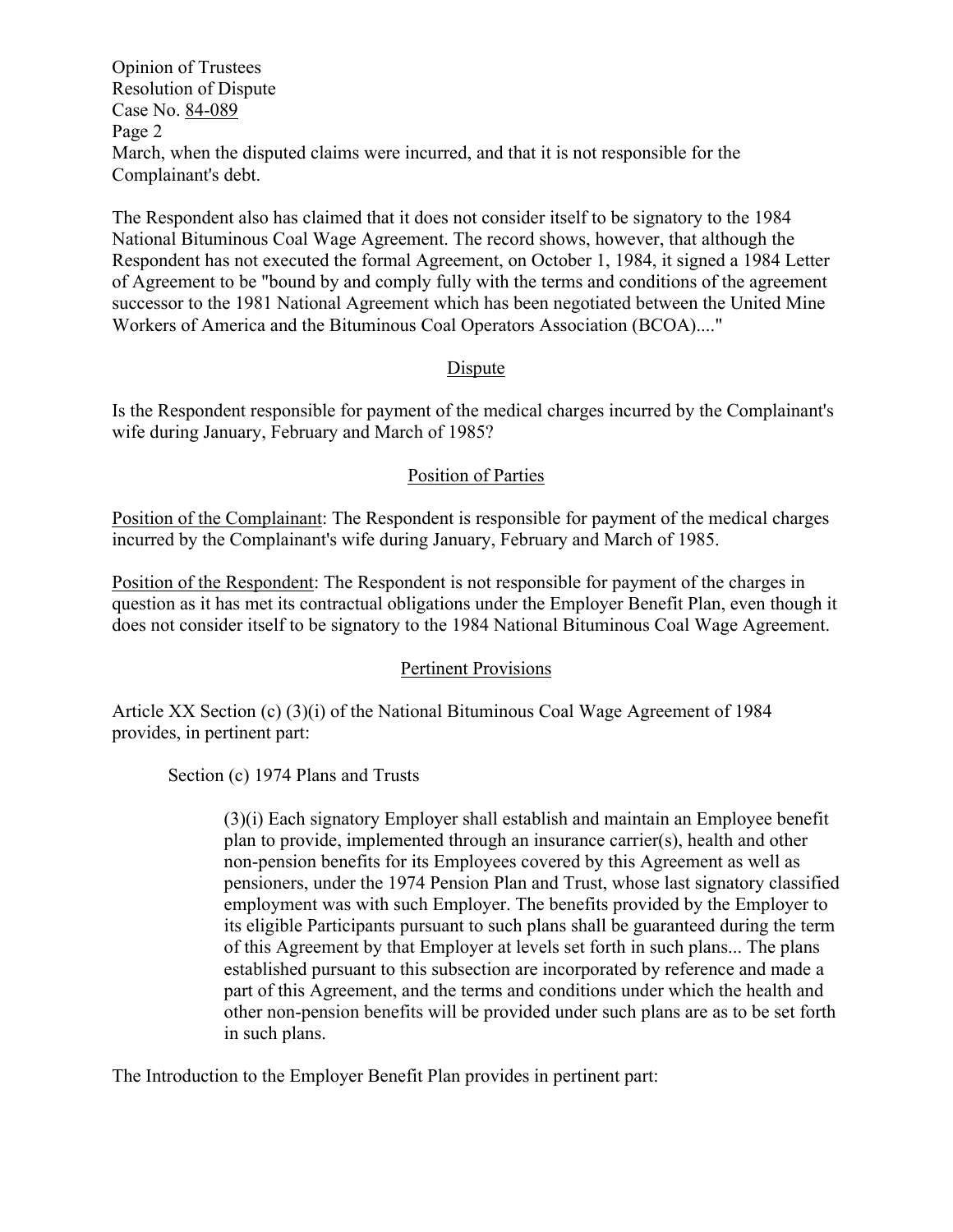March, when the disputed claims were incurred, and that it is not responsible for the Complainant's debt.

The Respondent also has claimed that it does not consider itself to be signatory to the 1984 National Bituminous Coal Wage Agreement. The record shows, however, that although the Respondent has not executed the formal Agreement, on October 1, 1984, it signed a 1984 Letter of Agreement to be "bound by and comply fully with the terms and conditions of the agreement successor to the 1981 National Agreement which has been negotiated between the United Mine Workers of America and the Bituminous Coal Operators Association (BCOA)...."

## Dispute

Is the Respondent responsible for payment of the medical charges incurred by the Complainant's wife during January, February and March of 1985?

## Position of Parties

Position of the Complainant: The Respondent is responsible for payment of the medical charges incurred by the Complainant's wife during January, February and March of 1985.

Position of the Respondent: The Respondent is not responsible for payment of the charges in question as it has met its contractual obligations under the Employer Benefit Plan, even though it does not consider itself to be signatory to the 1984 National Bituminous Coal Wage Agreement.

## Pertinent Provisions

Article XX Section (c) (3)(i) of the National Bituminous Coal Wage Agreement of 1984 provides, in pertinent part:

> Section (c) 1974 Plans and Trusts
>
> (3)(i) Each signatory Employer shall establish and maintain an Employee benefit plan to provide, implemented through an insurance carrier(s), health and other non-pension benefits for its Employees covered by this Agreement as well as pensioners, under the 1974 Pension Plan and Trust, whose last signatory classified employment was with such Employer. The benefits provided by the Employer to its eligible Participants pursuant to such plans shall be guaranteed during the term of this Agreement by that Employer at levels set forth in such plans... The plans established pursuant to this subsection are incorporated by reference and made a part of this Agreement, and the terms and conditions under which the health and other non-pension benefits will be provided under such plans are as to be set forth in such plans.

The Introduction to the Employer Benefit Plan provides in pertinent part: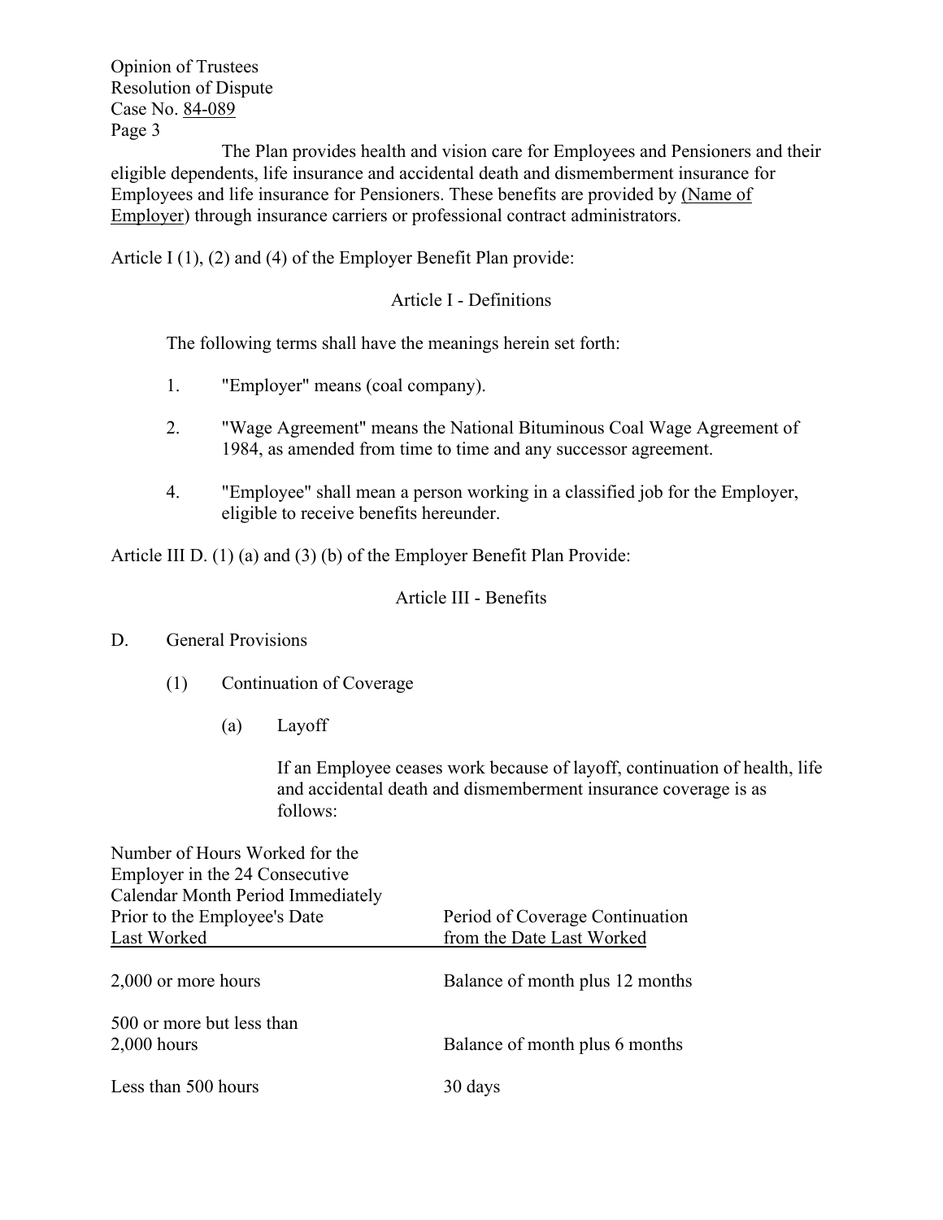The Plan provides health and vision care for Employees and Pensioners and their eligible dependents, life insurance and accidental death and dismemberment insurance for Employees and life insurance for Pensioners. These benefits are provided by (Name of Employer) through insurance carriers or professional contract administrators.

Article I (1), (2) and (4) of the Employer Benefit Plan provide:

Article I - Definitions

The following terms shall have the meanings herein set forth:

1. "Employer" means (coal company).
2. "Wage Agreement" means the National Bituminous Coal Wage Agreement of 1984, as amended from time to time and any successor agreement.
4. "Employee" shall mean a person working in a classified job for the Employer, eligible to receive benefits hereunder.

Article III D. (1) (a) and (3) (b) of the Employer Benefit Plan Provide:

Article III - Benefits

D. General Provisions

(1) Continuation of Coverage

(a) Layoff

If an Employee ceases work because of layoff, continuation of health, life and accidental death and dismemberment insurance coverage is as follows:

| Number of Hours Worked for the Employer in the 24 Consecutive Calendar Month Period Immediately Prior to the Employee's Date Last Worked | Period of Coverage Continuation from the Date Last Worked |
|---|---|
| 2,000 or more hours | Balance of month plus 12 months |
| 500 or more but less than 2,000 hours | Balance of month plus 6 months |
| Less than 500 hours | 30 days |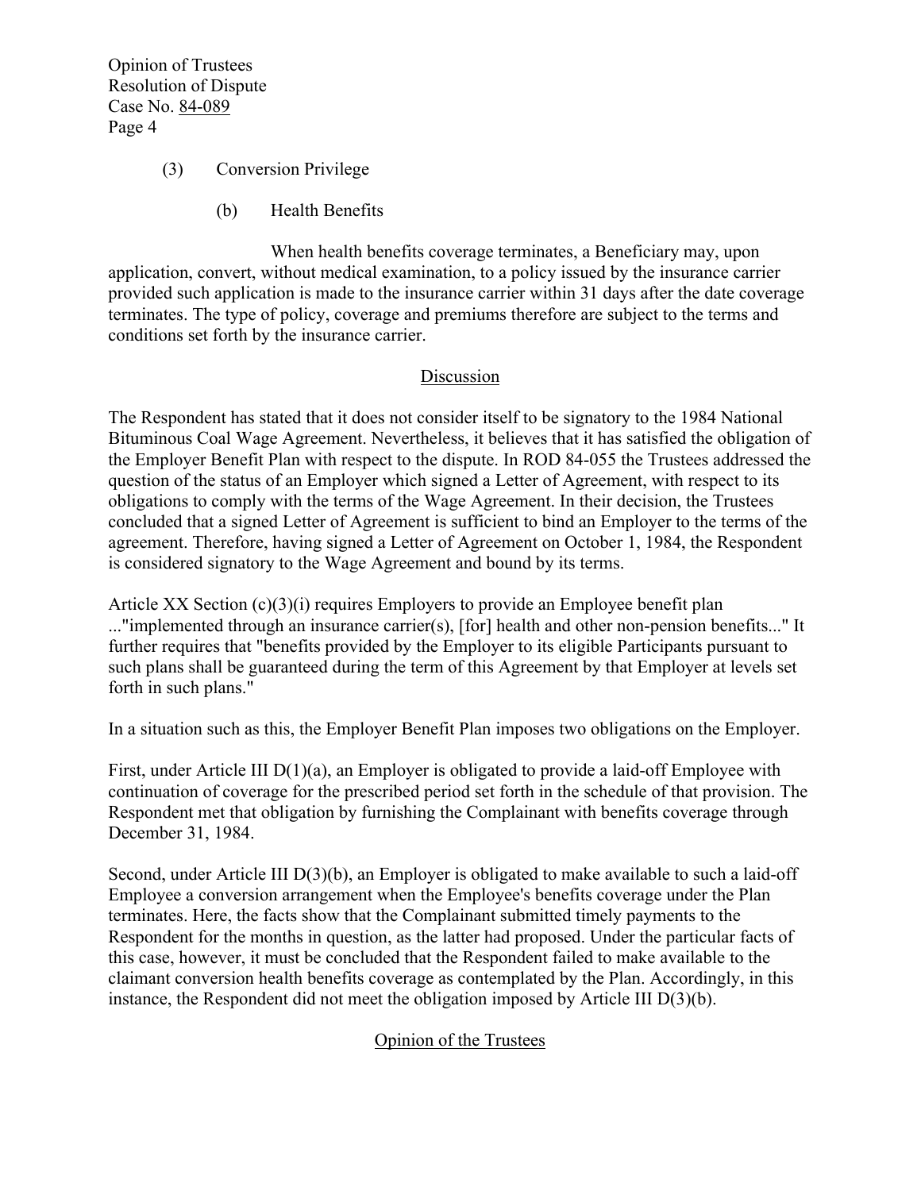(3) Conversion Privilege

(b) Health Benefits

When health benefits coverage terminates, a Beneficiary may, upon application, convert, without medical examination, to a policy issued by the insurance carrier provided such application is made to the insurance carrier within 31 days after the date coverage terminates. The type of policy, coverage and premiums therefore are subject to the terms and conditions set forth by the insurance carrier.

## Discussion

The Respondent has stated that it does not consider itself to be signatory to the 1984 National Bituminous Coal Wage Agreement. Nevertheless, it believes that it has satisfied the obligation of the Employer Benefit Plan with respect to the dispute. In ROD 84-055 the Trustees addressed the question of the status of an Employer which signed a Letter of Agreement, with respect to its obligations to comply with the terms of the Wage Agreement. In their decision, the Trustees concluded that a signed Letter of Agreement is sufficient to bind an Employer to the terms of the agreement. Therefore, having signed a Letter of Agreement on October 1, 1984, the Respondent is considered signatory to the Wage Agreement and bound by its terms.

Article XX Section (c)(3)(i) requires Employers to provide an Employee benefit plan ..."implemented through an insurance carrier(s), [for] health and other non-pension benefits..." It further requires that "benefits provided by the Employer to its eligible Participants pursuant to such plans shall be guaranteed during the term of this Agreement by that Employer at levels set forth in such plans."

In a situation such as this, the Employer Benefit Plan imposes two obligations on the Employer.

First, under Article III D(1)(a), an Employer is obligated to provide a laid-off Employee with continuation of coverage for the prescribed period set forth in the schedule of that provision. The Respondent met that obligation by furnishing the Complainant with benefits coverage through December 31, 1984.

Second, under Article III D(3)(b), an Employer is obligated to make available to such a laid-off Employee a conversion arrangement when the Employee's benefits coverage under the Plan terminates. Here, the facts show that the Complainant submitted timely payments to the Respondent for the months in question, as the latter had proposed. Under the particular facts of this case, however, it must be concluded that the Respondent failed to make available to the claimant conversion health benefits coverage as contemplated by the Plan. Accordingly, in this instance, the Respondent did not meet the obligation imposed by Article III D(3)(b).

## Opinion of the Trustees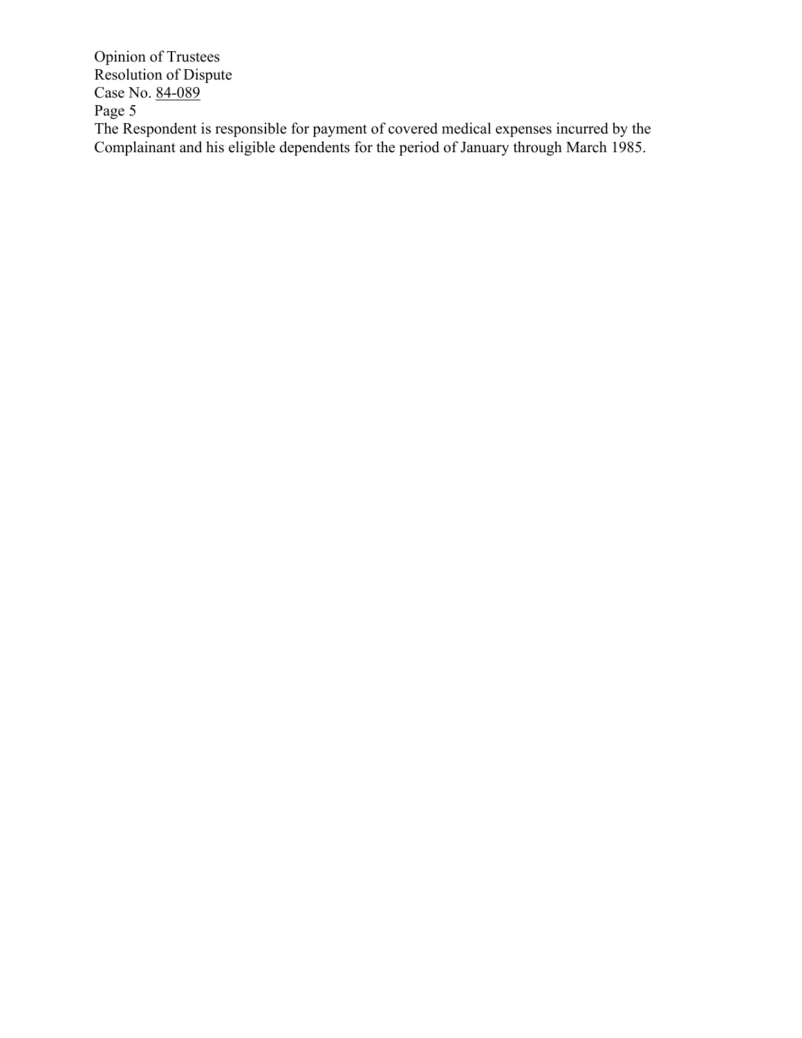The Respondent is responsible for payment of covered medical expenses incurred by the Complainant and his eligible dependents for the period of January through March 1985.